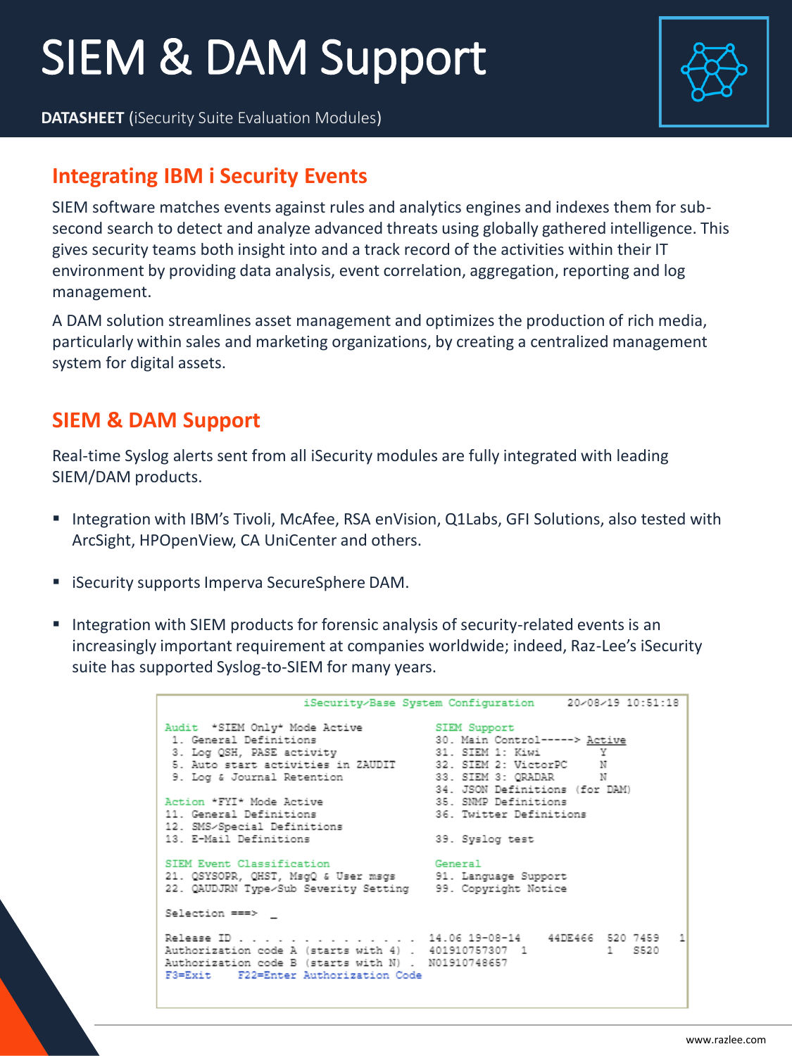# SIEM & DAM Support

**DATASHEET** (iSecurity Suite Evaluation Modules)

## Integrating IBM i Security Events

SIEM software matches events against rules and analytics engines and indexes them for sub-second search to detect and analyze advanced threats using globally gathered intelligence. This gives security teams both insight into and a track record of the activities within their IT environment by providing data analysis, event correlation, aggregation, reporting and log management.

A DAM solution streamlines asset management and optimizes the production of rich media, particularly within sales and marketing organizations, by creating a centralized management system for digital assets.

## SIEM & DAM Support

Real-time Syslog alerts sent from all iSecurity modules are fully integrated with leading SIEM/DAM products.

- Integration with IBM's Tivoli, McAfee, RSA enVision, Q1Labs, GFI Solutions, also tested with ArcSight, HPOpenView, CA UniCenter and others.
- iSecurity supports Imperva SecureSphere DAM.
- Integration with SIEM products for forensic analysis of security-related events is an increasingly important requirement at companies worldwide; indeed, Raz-Lee's iSecurity suite has supported Syslog-to-SIEM for many years.

```
                   iSecurity/Base System Configuration        20/08/19 10:51:18

Audit  *SIEM Only* Mode Active              SIEM Support
 1. General Definitions                     30. Main Control-----> Active
 3. Log QSH, PASE activity                  31. SIEM 1: Kiwi           Y
 5. Auto start activities in ZAUDIT         32. SIEM 2: VictorPC       N
 9. Log & Journal Retention                 33. SIEM 3: QRADAR         N
                                            34. JSON Definitions (for DAM)
Action *FYI* Mode Active                    35. SNMP Definitions
11. General Definitions                     36. Twitter Definitions
12. SMS/Special Definitions
13. E-Mail Definitions                      39. Syslog test

SIEM Event Classification                   General
21. QSYSOPR, QHST, MsgQ & User msgs         91. Language Support
22. QAUDJRN Type/Sub Severity Setting       99. Copyright Notice

Selection ===> _

Release ID . . . . . . . . . . . . . .  14.06 19-08-14     44DE466  520 7459   1
Authorization code A (starts with 4) .  401910757307  1            1   S520
Authorization code B (starts with N) .  N01910748657
F3=Exit    F22=Enter Authorization Code
```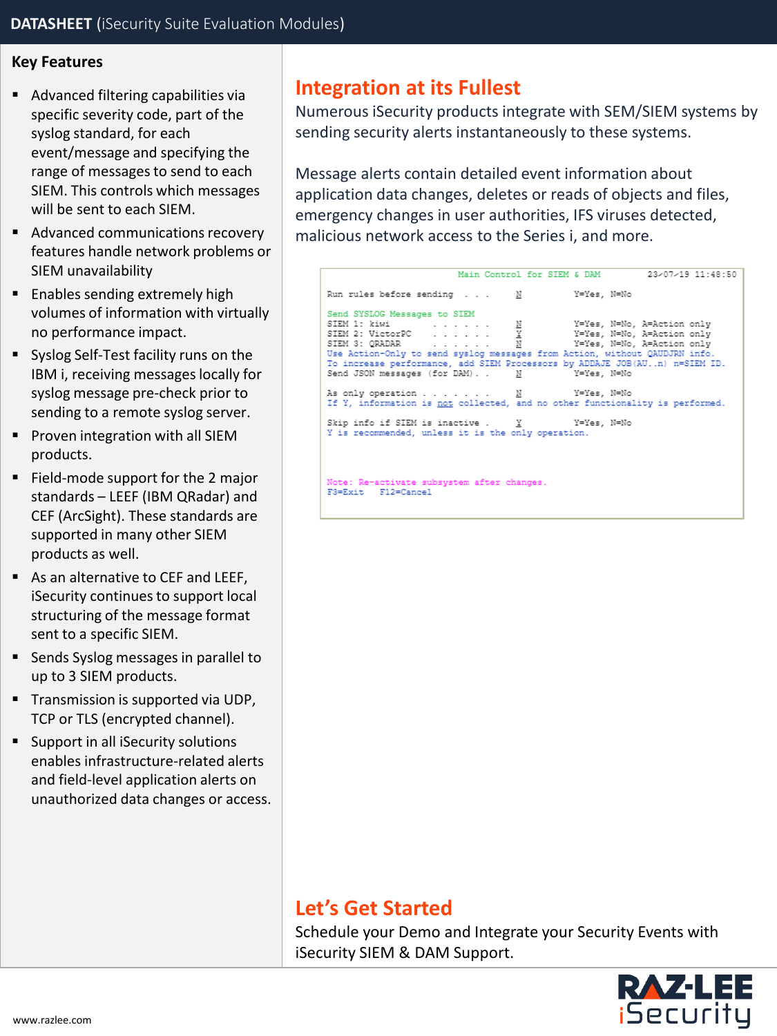## Key Features

- Advanced filtering capabilities via specific severity code, part of the syslog standard, for each event/message and specifying the range of messages to send to each SIEM. This controls which messages will be sent to each SIEM.
- Advanced communications recovery features handle network problems or SIEM unavailability
- Enables sending extremely high volumes of information with virtually no performance impact.
- Syslog Self-Test facility runs on the IBM i, receiving messages locally for syslog message pre-check prior to sending to a remote syslog server.
- Proven integration with all SIEM products.
- Field-mode support for the 2 major standards – LEEF (IBM QRadar) and CEF (ArcSight). These standards are supported in many other SIEM products as well.
- As an alternative to CEF and LEEF, iSecurity continues to support local structuring of the message format sent to a specific SIEM.
- Sends Syslog messages in parallel to up to 3 SIEM products.
- Transmission is supported via UDP, TCP or TLS (encrypted channel).
- Support in all iSecurity solutions enables infrastructure-related alerts and field-level application alerts on unauthorized data changes or access.

## Integration at its Fullest

Numerous iSecurity products integrate with SEM/SIEM systems by sending security alerts instantaneously to these systems.

Message alerts contain detailed event information about application data changes, deletes or reads of objects and files, emergency changes in user authorities, IFS viruses detected, malicious network access to the Series i, and more.

```
                         Main Control for SIEM & DAM          23/07/19 11:48:50

Run rules before sending  . . .     N          Y=Yes, N=No

Send SYSLOG Messages to SIEM
SIEM 1: kiwi           . . . . . .  N          Y=Yes, N=No, A=Action only
SIEM 2: VictorPC       . . . . . .  Y          Y=Yes, N=No, A=Action only
SIEM 3: QRADAR         . . . . . .  N          Y=Yes, N=No, A=Action only
Use Action-Only to send syslog messages from Action, without QAUDJRN info.
To increase performance, add SIEM Processors by ADDAJE JOB(AU..n) n=SIEM ID.
Send JSON messages (for DAM). .     N          Y=Yes, N=No

As only operation . . . . . . .     N          Y=Yes, N=No
If Y, information is not collected, and no other functionality is performed.

Skip info if SIEM is inactive .     Y          Y=Yes, N=No
Y is recommended, unless it is the only operation.



Note: Re-activate subsystem after changes.
F3=Exit   F12=Cancel
```

## Let's Get Started

Schedule your Demo and Integrate your Security Events with iSecurity SIEM & DAM Support.